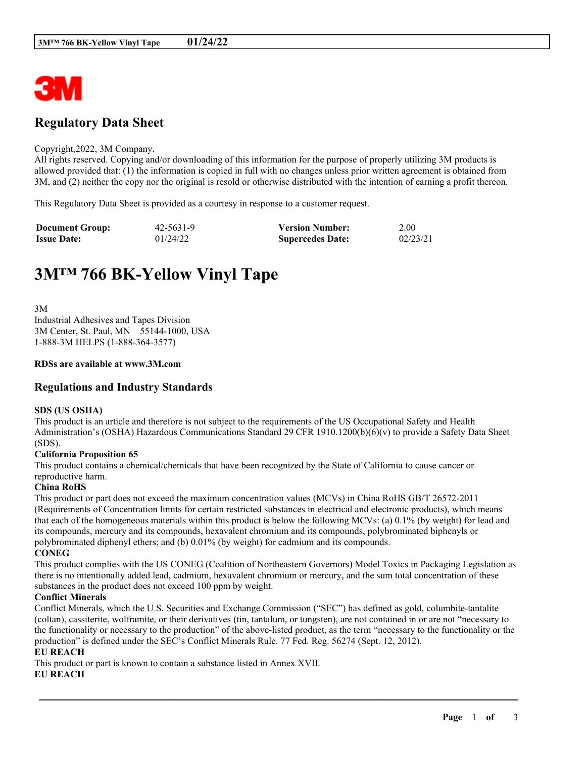# Regulatory Data Sheet

Copyright,2022, 3M Company.
All rights reserved. Copying and/or downloading of this information for the purpose of properly utilizing 3M products is allowed provided that: (1) the information is copied in full with no changes unless prior written agreement is obtained from 3M, and (2) neither the copy nor the original is resold or otherwise distributed with the intention of earning a profit thereon.

This Regulatory Data Sheet is provided as a courtesy in response to a customer request.

| **Document Group:** | 42-5631-9 | **Version Number:** | 2.00 |
|---|---|---|---|
| **Issue Date:** | 01/24/22 | **Supercedes Date:** | 02/23/21 |

# 3M™ 766 BK-Yellow Vinyl Tape

3M
Industrial Adhesives and Tapes Division
3M Center, St. Paul, MN 55144-1000, USA
1-888-3M HELPS (1-888-364-3577)

**RDSs are available at www.3M.com**

## Regulations and Industry Standards

**SDS (US OSHA)**
This product is an article and therefore is not subject to the requirements of the US Occupational Safety and Health Administration's (OSHA) Hazardous Communications Standard 29 CFR 1910.1200(b)(6)(v) to provide a Safety Data Sheet (SDS).

**California Proposition 65**
This product contains a chemical/chemicals that have been recognized by the State of California to cause cancer or reproductive harm.

**China RoHS**
This product or part does not exceed the maximum concentration values (MCVs) in China RoHS GB/T 26572-2011 (Requirements of Concentration limits for certain restricted substances in electrical and electronic products), which means that each of the homogeneous materials within this product is below the following MCVs: (a) 0.1% (by weight) for lead and its compounds, mercury and its compounds, hexavalent chromium and its compounds, polybrominated biphenyls or polybrominated diphenyl ethers; and (b) 0.01% (by weight) for cadmium and its compounds.

**CONEG**
This product complies with the US CONEG (Coalition of Northeastern Governors) Model Toxics in Packaging Legislation as there is no intentionally added lead, cadmium, hexavalent chromium or mercury, and the sum total concentration of these substances in the product does not exceed 100 ppm by weight.

**Conflict Minerals**
Conflict Minerals, which the U.S. Securities and Exchange Commission ("SEC") has defined as gold, columbite-tantalite (coltan), cassiterite, wolframite, or their derivatives (tin, tantalum, or tungsten), are not contained in or are not "necessary to the functionality or necessary to the production" of the above-listed product, as the term "necessary to the functionality or the production" is defined under the SEC's Conflict Minerals Rule. 77 Fed. Reg. 56274 (Sept. 12, 2012).

**EU REACH**
This product or part is known to contain a substance listed in Annex XVII.

**EU REACH**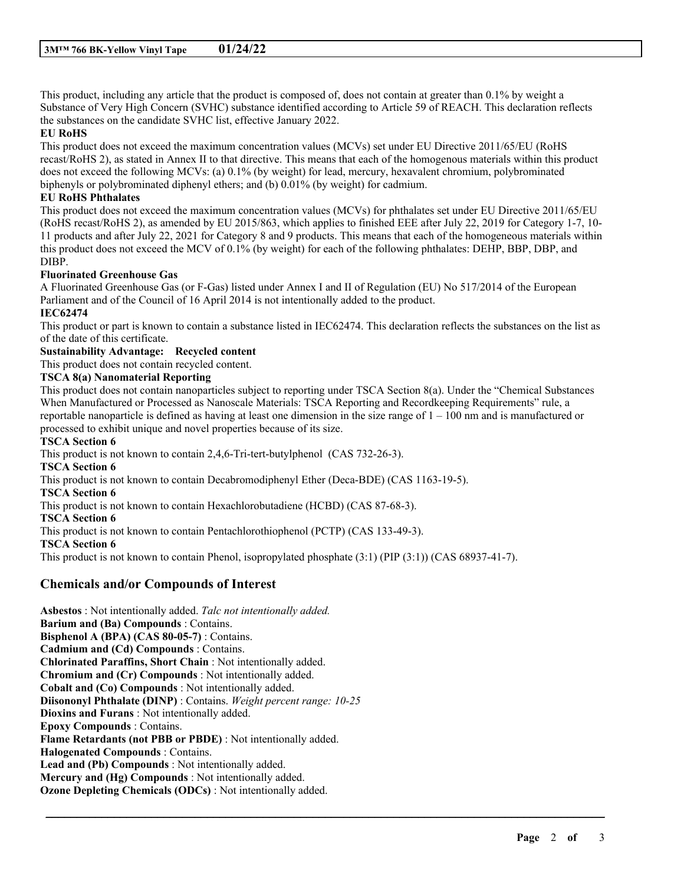This product, including any article that the product is composed of, does not contain at greater than 0.1% by weight a Substance of Very High Concern (SVHC) substance identified according to Article 59 of REACH. This declaration reflects the substances on the candidate SVHC list, effective January 2022.

**EU RoHS**

This product does not exceed the maximum concentration values (MCVs) set under EU Directive 2011/65/EU (RoHS recast/RoHS 2), as stated in Annex II to that directive. This means that each of the homogenous materials within this product does not exceed the following MCVs: (a) 0.1% (by weight) for lead, mercury, hexavalent chromium, polybrominated biphenyls or polybrominated diphenyl ethers; and (b) 0.01% (by weight) for cadmium.

**EU RoHS Phthalates**

This product does not exceed the maximum concentration values (MCVs) for phthalates set under EU Directive 2011/65/EU (RoHS recast/RoHS 2), as amended by EU 2015/863, which applies to finished EEE after July 22, 2019 for Category 1-7, 10-11 products and after July 22, 2021 for Category 8 and 9 products. This means that each of the homogeneous materials within this product does not exceed the MCV of 0.1% (by weight) for each of the following phthalates: DEHP, BBP, DBP, and DIBP.

**Fluorinated Greenhouse Gas**

A Fluorinated Greenhouse Gas (or F-Gas) listed under Annex I and II of Regulation (EU) No 517/2014 of the European Parliament and of the Council of 16 April 2014 is not intentionally added to the product.

**IEC62474**

This product or part is known to contain a substance listed in IEC62474. This declaration reflects the substances on the list as of the date of this certificate.

**Sustainability Advantage: Recycled content**

This product does not contain recycled content.

**TSCA 8(a) Nanomaterial Reporting**

This product does not contain nanoparticles subject to reporting under TSCA Section 8(a). Under the "Chemical Substances When Manufactured or Processed as Nanoscale Materials: TSCA Reporting and Recordkeeping Requirements" rule, a reportable nanoparticle is defined as having at least one dimension in the size range of 1 – 100 nm and is manufactured or processed to exhibit unique and novel properties because of its size.

**TSCA Section 6**

This product is not known to contain 2,4,6-Tri-tert-butylphenol (CAS 732-26-3).

**TSCA Section 6**

This product is not known to contain Decabromodiphenyl Ether (Deca-BDE) (CAS 1163-19-5).

**TSCA Section 6**

This product is not known to contain Hexachlorobutadiene (HCBD) (CAS 87-68-3).

**TSCA Section 6**

This product is not known to contain Pentachlorothiophenol (PCTP) (CAS 133-49-3).

**TSCA Section 6**

This product is not known to contain Phenol, isopropylated phosphate (3:1) (PIP (3:1)) (CAS 68937-41-7).

## Chemicals and/or Compounds of Interest

**Asbestos** : Not intentionally added. *Talc not intentionally added.*
**Barium and (Ba) Compounds** : Contains.
**Bisphenol A (BPA) (CAS 80-05-7)** : Contains.
**Cadmium and (Cd) Compounds** : Contains.
**Chlorinated Paraffins, Short Chain** : Not intentionally added.
**Chromium and (Cr) Compounds** : Not intentionally added.
**Cobalt and (Co) Compounds** : Not intentionally added.
**Diisononyl Phthalate (DINP)** : Contains. *Weight percent range: 10-25*
**Dioxins and Furans** : Not intentionally added.
**Epoxy Compounds** : Contains.
**Flame Retardants (not PBB or PBDE)** : Not intentionally added.
**Halogenated Compounds** : Contains.
**Lead and (Pb) Compounds** : Not intentionally added.
**Mercury and (Hg) Compounds** : Not intentionally added.
**Ozone Depleting Chemicals (ODCs)** : Not intentionally added.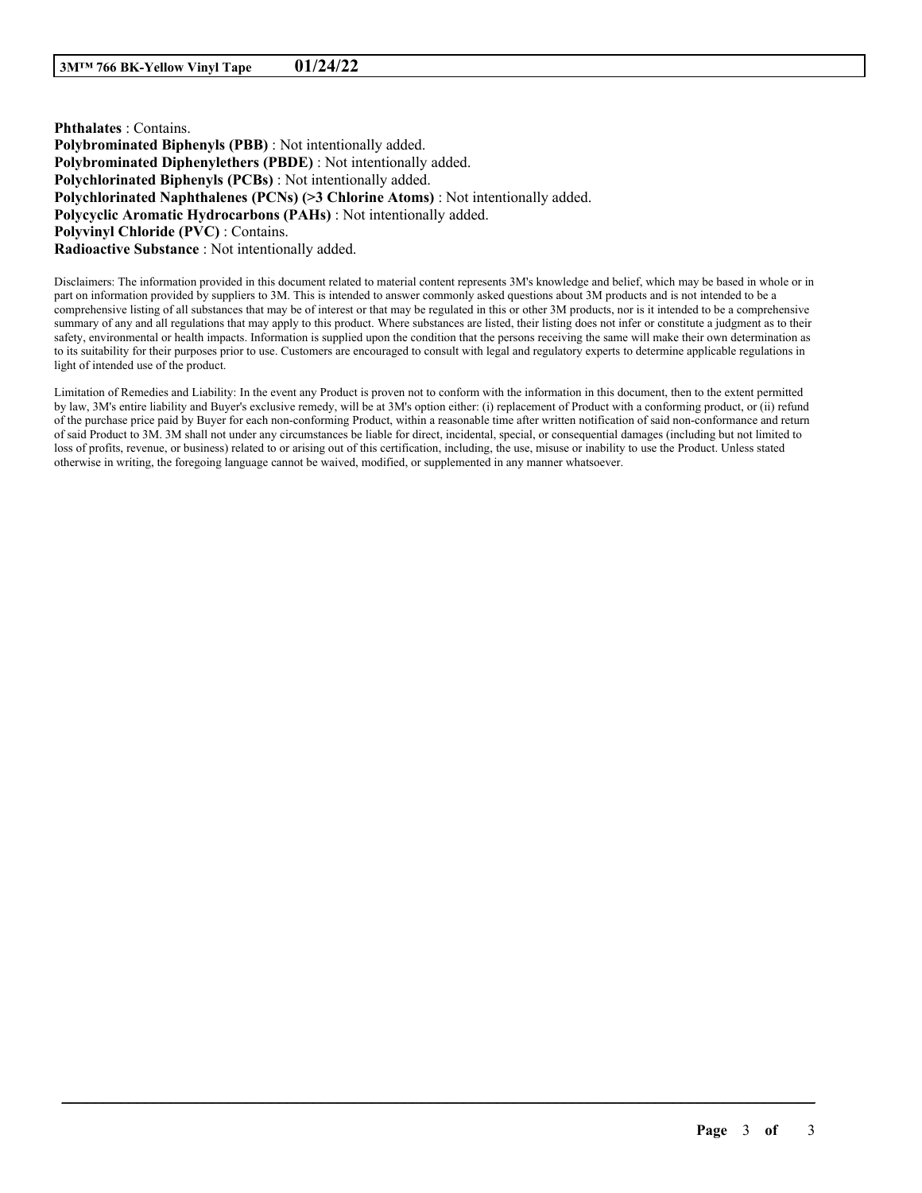**Phthalates** : Contains.
**Polybrominated Biphenyls (PBB)** : Not intentionally added.
**Polybrominated Diphenylethers (PBDE)** : Not intentionally added.
**Polychlorinated Biphenyls (PCBs)** : Not intentionally added.
**Polychlorinated Naphthalenes (PCNs) (>3 Chlorine Atoms)** : Not intentionally added.
**Polycyclic Aromatic Hydrocarbons (PAHs)** : Not intentionally added.
**Polyvinyl Chloride (PVC)** : Contains.
**Radioactive Substance** : Not intentionally added.

Disclaimers: The information provided in this document related to material content represents 3M's knowledge and belief, which may be based in whole or in part on information provided by suppliers to 3M. This is intended to answer commonly asked questions about 3M products and is not intended to be a comprehensive listing of all substances that may be of interest or that may be regulated in this or other 3M products, nor is it intended to be a comprehensive summary of any and all regulations that may apply to this product. Where substances are listed, their listing does not infer or constitute a judgment as to their safety, environmental or health impacts. Information is supplied upon the condition that the persons receiving the same will make their own determination as to its suitability for their purposes prior to use. Customers are encouraged to consult with legal and regulatory experts to determine applicable regulations in light of intended use of the product.

Limitation of Remedies and Liability: In the event any Product is proven not to conform with the information in this document, then to the extent permitted by law, 3M's entire liability and Buyer's exclusive remedy, will be at 3M's option either: (i) replacement of Product with a conforming product, or (ii) refund of the purchase price paid by Buyer for each non-conforming Product, within a reasonable time after written notification of said non-conformance and return of said Product to 3M. 3M shall not under any circumstances be liable for direct, incidental, special, or consequential damages (including but not limited to loss of profits, revenue, or business) related to or arising out of this certification, including, the use, misuse or inability to use the Product. Unless stated otherwise in writing, the foregoing language cannot be waived, modified, or supplemented in any manner whatsoever.